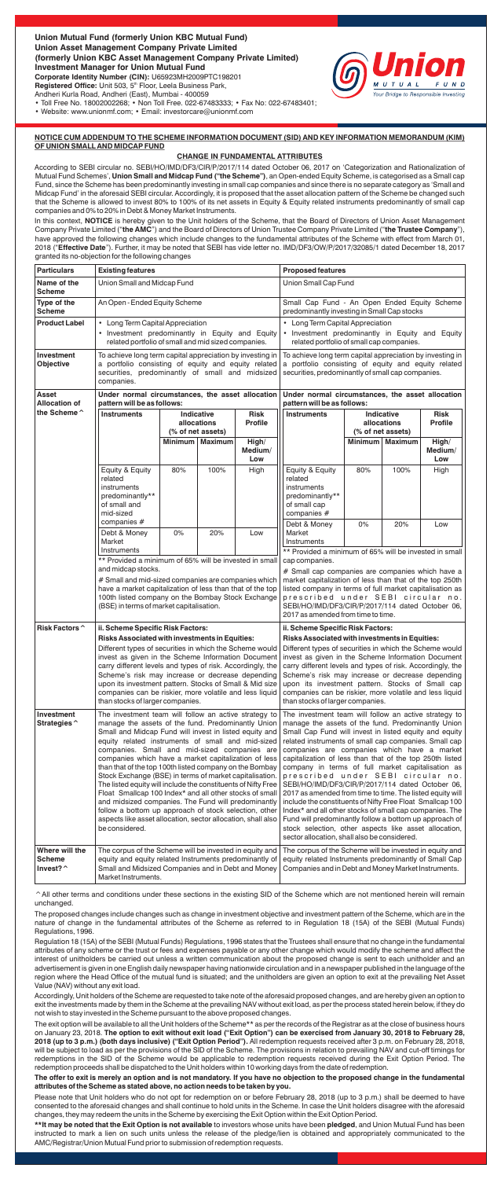**Union Mutual Fund (formerly Union KBC Mutual Fund)**
**Union Asset Management Company Private Limited**
**(formerly Union KBC Asset Management Company Private Limited)**
**Investment Manager for Union Mutual Fund**
**Corporate Identity Number (CIN):** U65923MH2009PTC198201
**Registered Office:** Unit 503, 5th Floor, Leela Business Park,
Andheri Kurla Road, Andheri (East), Mumbai - 400059
• Toll Free No. 18002002268; • Non Toll Free. 022-67483333; • Fax No: 022-67483401;
• Website: www.unionmf.com; • Email: investorcare@unionmf.com

## NOTICE CUM ADDENDUM TO THE SCHEME INFORMATION DOCUMENT (SID) AND KEY INFORMATION MEMORANDUM (KIM) OF UNION SMALL AND MIDCAP FUND

### CHANGE IN FUNDAMENTAL ATTRIBUTES

According to SEBI circular no. SEBI/HO/IMD/DF3/CIR/P/2017/114 dated October 06, 2017 on 'Categorization and Rationalization of Mutual Fund Schemes', **Union Small and Midcap Fund ("the Scheme")**, an Open-ended Equity Scheme, is categorised as a Small cap Fund, since the Scheme has been predominantly investing in small cap companies and since there is no separate category as 'Small and Midcap Fund' in the aforesaid SEBI circular. Accordingly, it is proposed that the asset allocation pattern of the Scheme be changed such that the Scheme is allowed to invest 80% to 100% of its net assets in Equity & Equity related instruments predominantly of small cap companies and 0% to 20% in Debt & Money Market Instruments.

In this context, **NOTICE** is hereby given to the Unit holders of the Scheme, that the Board of Directors of Union Asset Management Company Private Limited ("**the AMC**") and the Board of Directors of Union Trustee Company Private Limited ("**the Trustee Company**"), have approved the following changes which include changes to the fundamental attributes of the Scheme with effect from March 01, 2018 ("**Effective Date**"). Further, it may be noted that SEBI has vide letter no. IMD/DF3/OW/P/2017/32085/1 dated December 18, 2017 granted its no-objection for the following changes

| Particulars | Existing features | Proposed features |
|---|---|---|
| Name of the Scheme | Union Small and Midcap Fund | Union Small Cap Fund |
| Type of the Scheme | An Open - Ended Equity Scheme | Small Cap Fund - An Open Ended Equity Scheme predominantly investing in Small Cap stocks |
| Product Label | • Long Term Capital Appreciation<br>• Investment predominantly in Equity and Equity related portfolio of small and mid sized companies. | • Long Term Capital Appreciation<br>• Investment predominantly in Equity and Equity related portfolio of small cap companies. |
| Investment Objective | To achieve long term capital appreciation by investing in a portfolio consisting of equity and equity related securities, predominantly of small and midsized companies. | To achieve long term capital appreciation by investing in a portfolio consisting of equity and equity related securities, predominantly of small cap companies. |
| Asset Allocation of the Scheme ^ | **Under normal circumstances, the asset allocation pattern will be as follows:**<br><br>Instruments: Equity & Equity related instruments predominantly** of small and mid-sized companies # — Indicative allocations (% of net assets) Minimum 80%, Maximum 100% — Risk Profile (High/Medium/Low): High<br>Instruments: Debt & Money Market Instruments — Minimum 0%, Maximum 20% — Risk Profile: Low<br><br>** Provided a minimum of 65% will be invested in small and midcap stocks.<br># Small and mid-sized companies are companies which have a market capitalization of less than that of the top 100th listed company on the Bombay Stock Exchange (BSE) in terms of market capitalisation. | **Under normal circumstances, the asset allocation pattern will be as follows:**<br><br>Instruments: Equity & Equity related instruments predominantly** of small cap companies # — Indicative allocations (% of net assets) Minimum 80%, Maximum 100% — Risk Profile (High/Medium/Low): High<br>Instruments: Debt & Money Market Instruments — Minimum 0%, Maximum 20% — Risk Profile: Low<br><br>** Provided a minimum of 65% will be invested in small cap companies.<br># Small cap companies are companies which have a market capitalization of less than that of the top 250th listed company in terms of full market capitalisation as prescribed under SEBI circular no. SEBI/HO/IMD/DF3/CIR/P/2017/114 dated October 06, 2017 as amended from time to time. |
| Risk Factors ^ | **ii. Scheme Specific Risk Factors:**<br>**Risks Associated with investments in Equities:**<br>Different types of securities in which the Scheme would invest as given in the Scheme Information Document carry different levels and types of risk. Accordingly, the Scheme's risk may increase or decrease depending upon its investment pattern. Stocks of Small & Mid size companies can be riskier, more volatile and less liquid than stocks of larger companies. | **ii. Scheme Specific Risk Factors:**<br>**Risks Associated with investments in Equities:**<br>Different types of securities in which the Scheme would invest as given in the Scheme Information Document carry different levels and types of risk. Accordingly, the Scheme's risk may increase or decrease depending upon its investment pattern. Stocks of Small cap companies can be riskier, more volatile and less liquid than stocks of larger companies. |
| Investment Strategies ^ | The investment team will follow an active strategy to manage the assets of the fund. Predominantly Union Small and Midcap Fund will invest in listed equity and equity related instruments of small and mid-sized companies. Small and mid-sized companies are companies which have a market capitalization of less than that of the top 100th listed company on the Bombay Stock Exchange (BSE) in terms of market capitalisation. The listed equity will include the constituents of Nifty Free Float Smallcap 100 Index* and all other stocks of small and midsized companies. The Fund will predominantly follow a bottom up approach of stock selection, other aspects like asset allocation, sector allocation, shall also be considered. | The investment team will follow an active strategy to manage the assets of the fund. Predominantly Union Small Cap Fund will invest in listed equity and equity related instruments of small cap companies. Small cap companies are companies which have a market capitalization of less than that of the top 250th listed company in terms of full market capitalisation as prescribed under SEBI circular no. SEBI/HO/IMD/DF3/CIR/P/2017/114 dated October 06, 2017 as amended from time to time. The listed equity will include the constituents of Nifty Free Float Smallcap 100 Index* and all other stocks of small cap companies. The Fund will predominantly follow a bottom up approach of stock selection, other aspects like asset allocation, sector allocation, shall also be considered. |
| Where will the Scheme Invest? ^ | The corpus of the Scheme will be invested in equity and equity and equity related Instruments predominantly of Small and Midsized Companies and in Debt and Money Market Instruments. | The corpus of the Scheme will be invested in equity and equity related Instruments predominantly of Small Cap Companies and in Debt and Money Market Instruments. |

^ All other terms and conditions under these sections in the existing SID of the Scheme which are not mentioned herein will remain unchanged.

The proposed changes include changes such as change in investment objective and investment pattern of the Scheme, which are in the nature of change in the fundamental attributes of the Scheme as referred to in Regulation 18 (15A) of the SEBI (Mutual Funds) Regulations, 1996.

Regulation 18 (15A) of the SEBI (Mutual Funds) Regulations, 1996 states that the Trustees shall ensure that no change in the fundamental attributes of any scheme or the trust or fees and expenses payable or any other change which would modify the scheme and affect the interest of unitholders be carried out unless a written communication about the proposed change is sent to each unitholder and an advertisement is given in one English daily newspaper having nationwide circulation and in a newspaper published in the language of the region where the Head Office of the mutual fund is situated; and the unitholders are given an option to exit at the prevailing Net Asset Value (NAV) without any exit load.

Accordingly, Unit holders of the Scheme are requested to take note of the aforesaid proposed changes, and are hereby given an option to exit the investments made by them in the Scheme at the prevailing NAV without exit load, as per the process stated herein below, if they do not wish to stay invested in the Scheme pursuant to the above proposed changes.

The exit option will be available to all the Unit holders of the Scheme** as per the records of the Registrar as at the close of business hours on January 23, 2018. **The option to exit without exit load ("Exit Option") can be exercised from January 30, 2018 to February 28, 2018 (up to 3 p.m.) (both days inclusive) ("Exit Option Period").** All redemption requests received after 3 p.m. on February 28, 2018, will be subject to load as per the provisions of the SID of the Scheme. The provisions in relation to prevailing NAV and cut-off timings for redemptions in the SID of the Scheme would be applicable to redemption requests received during the Exit Option Period. The redemption proceeds shall be dispatched to the Unit holders within 10 working days from the date of redemption.

**The offer to exit is merely an option and is not mandatory. If you have no objection to the proposed change in the fundamental attributes of the Scheme as stated above, no action needs to be taken by you.**

Please note that Unit holders who do not opt for redemption on or before February 28, 2018 (up to 3 p.m.) shall be deemed to have consented to the aforesaid changes and shall continue to hold units in the Scheme. In case the Unit holders disagree with the aforesaid changes, they may redeem the units in the Scheme by exercising the Exit Option within the Exit Option Period.

**\*\*It may be noted that the Exit Option is not available** to investors whose units have been **pledged**, and Union Mutual Fund has been instructed to mark a lien on such units unless the release of the pledge/lien is obtained and appropriately communicated to the AMC/Registrar/Union Mutual Fund prior to submission of redemption requests.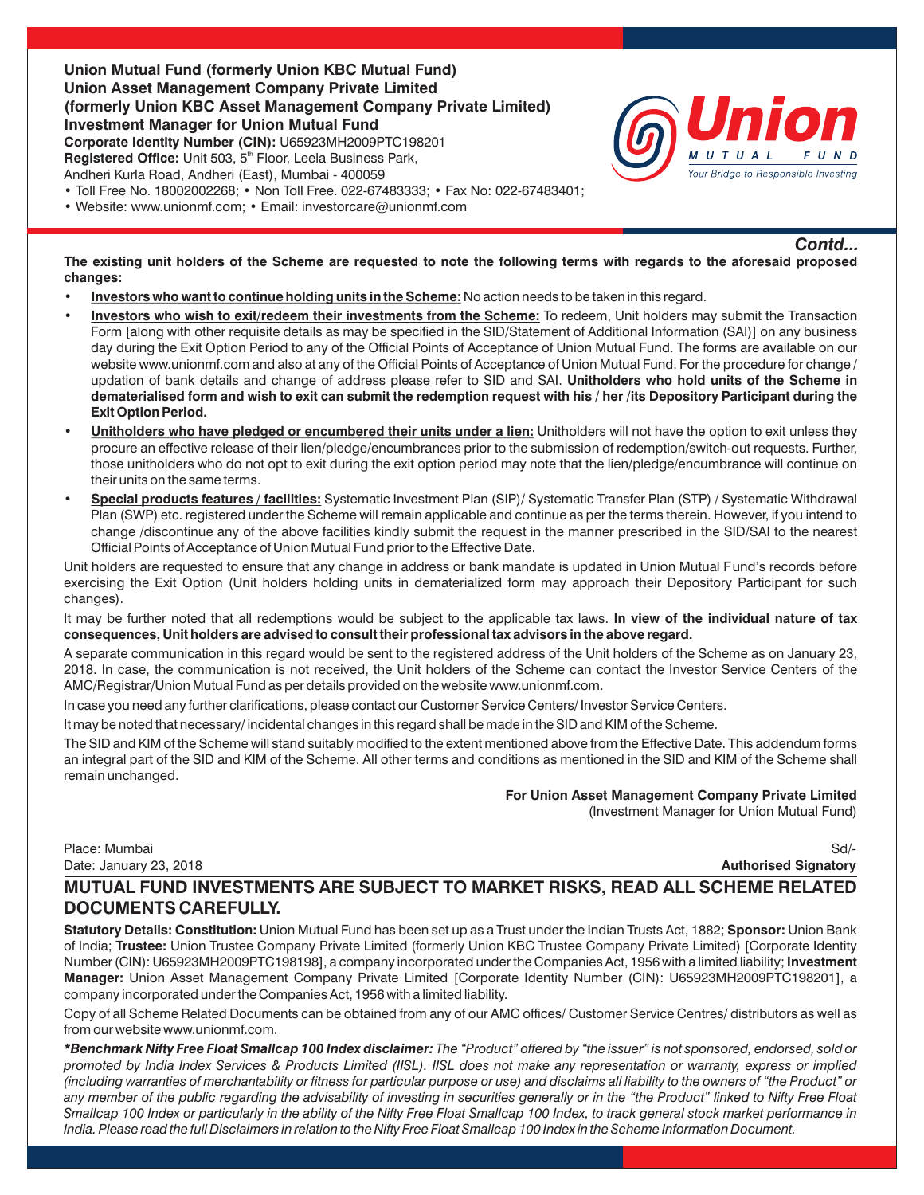**Union Mutual Fund (formerly Union KBC Mutual Fund)**
**Union Asset Management Company Private Limited**
**(formerly Union KBC Asset Management Company Private Limited)**
**Investment Manager for Union Mutual Fund**
**Corporate Identity Number (CIN):** U65923MH2009PTC198201
**Registered Office:** Unit 503, 5th Floor, Leela Business Park,
Andheri Kurla Road, Andheri (East), Mumbai - 400059
• Toll Free No. 18002002268; • Non Toll Free. 022-67483333; • Fax No: 022-67483401;
• Website: www.unionmf.com; • Email: investorcare@unionmf.com

Union MUTUAL FUND
Your Bridge to Responsible Investing

***Contd...***

**The existing unit holders of the Scheme are requested to note the following terms with regards to the aforesaid proposed changes:**

- **Investors who want to continue holding units in the Scheme:** No action needs to be taken in this regard.
- **Investors who wish to exit/redeem their investments from the Scheme:** To redeem, Unit holders may submit the Transaction Form [along with other requisite details as may be specified in the SID/Statement of Additional Information (SAI)] on any business day during the Exit Option Period to any of the Official Points of Acceptance of Union Mutual Fund. The forms are available on our website www.unionmf.com and also at any of the Official Points of Acceptance of Union Mutual Fund. For the procedure for change / updation of bank details and change of address please refer to SID and SAI. **Unitholders who hold units of the Scheme in dematerialised form and wish to exit can submit the redemption request with his / her /its Depository Participant during the Exit Option Period.**
- **Unitholders who have pledged or encumbered their units under a lien:** Unitholders will not have the option to exit unless they procure an effective release of their lien/pledge/encumbrances prior to the submission of redemption/switch-out requests. Further, those unitholders who do not opt to exit during the exit option period may note that the lien/pledge/encumbrance will continue on their units on the same terms.
- **Special products features / facilities:** Systematic Investment Plan (SIP)/ Systematic Transfer Plan (STP) / Systematic Withdrawal Plan (SWP) etc. registered under the Scheme will remain applicable and continue as per the terms therein. However, if you intend to change /discontinue any of the above facilities kindly submit the request in the manner prescribed in the SID/SAI to the nearest Official Points of Acceptance of Union Mutual Fund prior to the Effective Date.

Unit holders are requested to ensure that any change in address or bank mandate is updated in Union Mutual Fund's records before exercising the Exit Option (Unit holders holding units in dematerialized form may approach their Depository Participant for such changes).

It may be further noted that all redemptions would be subject to the applicable tax laws. **In view of the individual nature of tax consequences, Unit holders are advised to consult their professional tax advisors in the above regard.**

A separate communication in this regard would be sent to the registered address of the Unit holders of the Scheme as on January 23, 2018. In case, the communication is not received, the Unit holders of the Scheme can contact the Investor Service Centers of the AMC/Registrar/Union Mutual Fund as per details provided on the website www.unionmf.com.

In case you need any further clarifications, please contact our Customer Service Centers/ Investor Service Centers.

It may be noted that necessary/ incidental changes in this regard shall be made in the SID and KIM of the Scheme.

The SID and KIM of the Scheme will stand suitably modified to the extent mentioned above from the Effective Date. This addendum forms an integral part of the SID and KIM of the Scheme. All other terms and conditions as mentioned in the SID and KIM of the Scheme shall remain unchanged.

**For Union Asset Management Company Private Limited**
(Investment Manager for Union Mutual Fund)

Place: Mumbai
Date: January 23, 2018

Sd/-
**Authorised Signatory**

## MUTUAL FUND INVESTMENTS ARE SUBJECT TO MARKET RISKS, READ ALL SCHEME RELATED DOCUMENTS CAREFULLY.

**Statutory Details: Constitution:** Union Mutual Fund has been set up as a Trust under the Indian Trusts Act, 1882; **Sponsor:** Union Bank of India; **Trustee:** Union Trustee Company Private Limited (formerly Union KBC Trustee Company Private Limited) [Corporate Identity Number (CIN): U65923MH2009PTC198198], a company incorporated under the Companies Act, 1956 with a limited liability; **Investment Manager:** Union Asset Management Company Private Limited [Corporate Identity Number (CIN): U65923MH2009PTC198201], a company incorporated under the Companies Act, 1956 with a limited liability.

Copy of all Scheme Related Documents can be obtained from any of our AMC offices/ Customer Service Centres/ distributors as well as from our website www.unionmf.com.

***\*Benchmark Nifty Free Float Smallcap 100 Index disclaimer:*** *The "Product" offered by "the issuer" is not sponsored, endorsed, sold or promoted by India Index Services & Products Limited (IISL). IISL does not make any representation or warranty, express or implied (including warranties of merchantability or fitness for particular purpose or use) and disclaims all liability to the owners of "the Product" or any member of the public regarding the advisability of investing in securities generally or in the "the Product" linked to Nifty Free Float Smallcap 100 Index or particularly in the ability of the Nifty Free Float Smallcap 100 Index, to track general stock market performance in India. Please read the full Disclaimers in relation to the Nifty Free Float Smallcap 100 Index in the Scheme Information Document.*